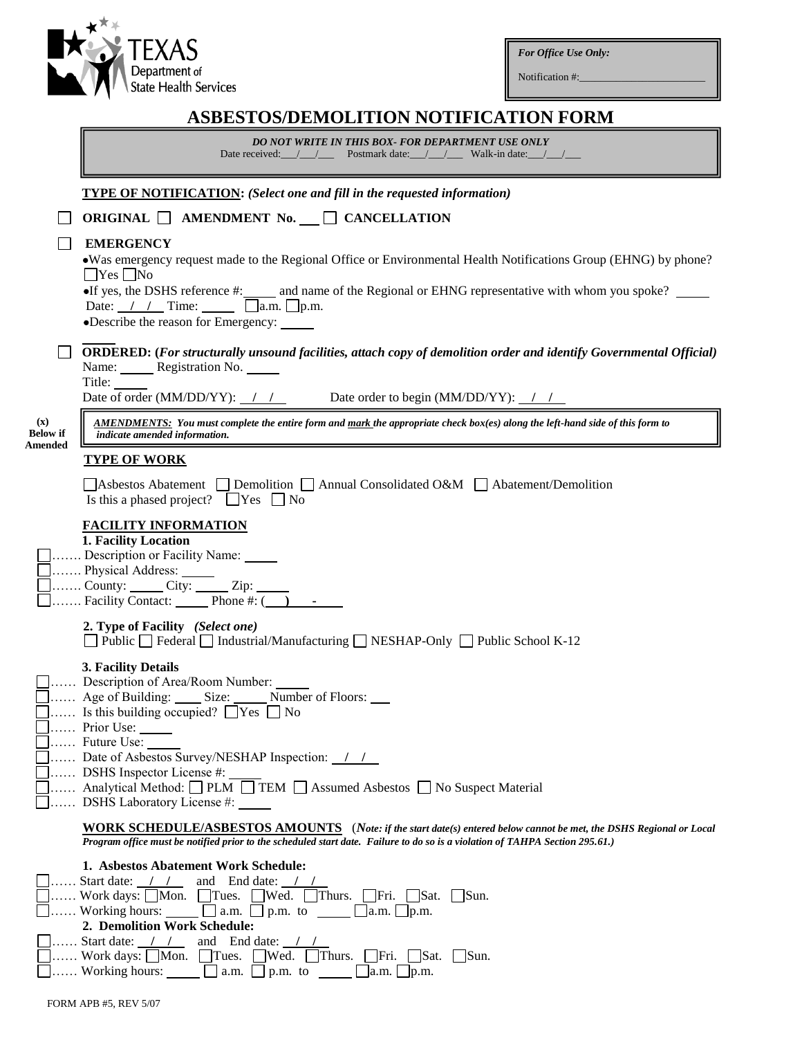TEXAS Department of State Health Services

*For Office Use Only:*

Notification #:________________________

# ASBESTOS/DEMOLITION NOTIFICATION FORM

***DO NOT WRITE IN THIS BOX- FOR DEPARTMENT USE ONLY***
Date received:___/___/___ Postmark date:___/___/___ Walk-in date:___/___/___

**TYPE OF NOTIFICATION:** *(Select one and fill in the requested information)*

☐ **ORIGINAL** ☐ **AMENDMENT No.** ___ ☐ **CANCELLATION**

☐ **EMERGENCY**

- Was emergency request made to the Regional Office or Environmental Health Notifications Group (EHNG) by phone? ☐Yes ☐No
- If yes, the DSHS reference #:_____ and name of the Regional or EHNG representative with whom you spoke? _____
  Date: __/__/__ Time: _____ ☐a.m. ☐p.m.
- Describe the reason for Emergency: _____

☐ **ORDERED: (*For structurally unsound facilities, attach copy of demolition order and identify Governmental Official*)**
Name: _____ Registration No. _____
Title: _____
Date of order (MM/DD/YY): __/__/__ Date order to begin (MM/DD/YY): __/__/__

**(x) Below if Amended**

***AMENDMENTS:** You must complete the entire form and mark the appropriate check box(es) along the left-hand side of this form to indicate amended information.*

**TYPE OF WORK**

☐Asbestos Abatement ☐ Demolition ☐ Annual Consolidated O&M ☐ Abatement/Demolition
Is this a phased project? ☐Yes ☐ No

**FACILITY INFORMATION**

**1. Facility Location**

☐……. Description or Facility Name: _____
☐……. Physical Address: _____
☐……. County: _____ City: _____ Zip: _____
☐……. Facility Contact: _____ Phone #: (___) ___-____

**2. Type of Facility** *(Select one)*
☐ Public ☐ Federal ☐ Industrial/Manufacturing ☐ NESHAP-Only ☐ Public School K-12

**3. Facility Details**

☐…… Description of Area/Room Number: _____
☐…… Age of Building: ____ Size: _____ Number of Floors: ___
☐…… Is this building occupied? ☐Yes ☐ No
☐…… Prior Use: _____
☐…… Future Use: _____
☐…… Date of Asbestos Survey/NESHAP Inspection: __/__/__
☐…… DSHS Inspector License #: _____
☐…… Analytical Method: ☐ PLM ☐ TEM ☐ Assumed Asbestos ☐ No Suspect Material
☐…… DSHS Laboratory License #: _____

**WORK SCHEDULE/ASBESTOS AMOUNTS** (***Note: if the start date(s) entered below cannot be met, the DSHS Regional or Local Program office must be notified prior to the scheduled start date. Failure to do so is a violation of TAHPA Section 295.61.)***

**1. Asbestos Abatement Work Schedule:**

☐…… Start date: __/__/__ and End date: __/__/__
☐…… Work days: ☐Mon. ☐Tues. ☐Wed. ☐Thurs. ☐Fri. ☐Sat. ☐Sun.
☐…… Working hours: _____ ☐ a.m. ☐ p.m. to _____ ☐a.m. ☐p.m.

**2. Demolition Work Schedule:**

☐…… Start date: __/__/__ and End date: __/__/__
☐…… Work days: ☐Mon. ☐Tues. ☐Wed. ☐Thurs. ☐Fri. ☐Sat. ☐Sun.
☐…… Working hours: _____ ☐ a.m. ☐ p.m. to _____ ☐a.m. ☐p.m.

FORM APB #5, REV 5/07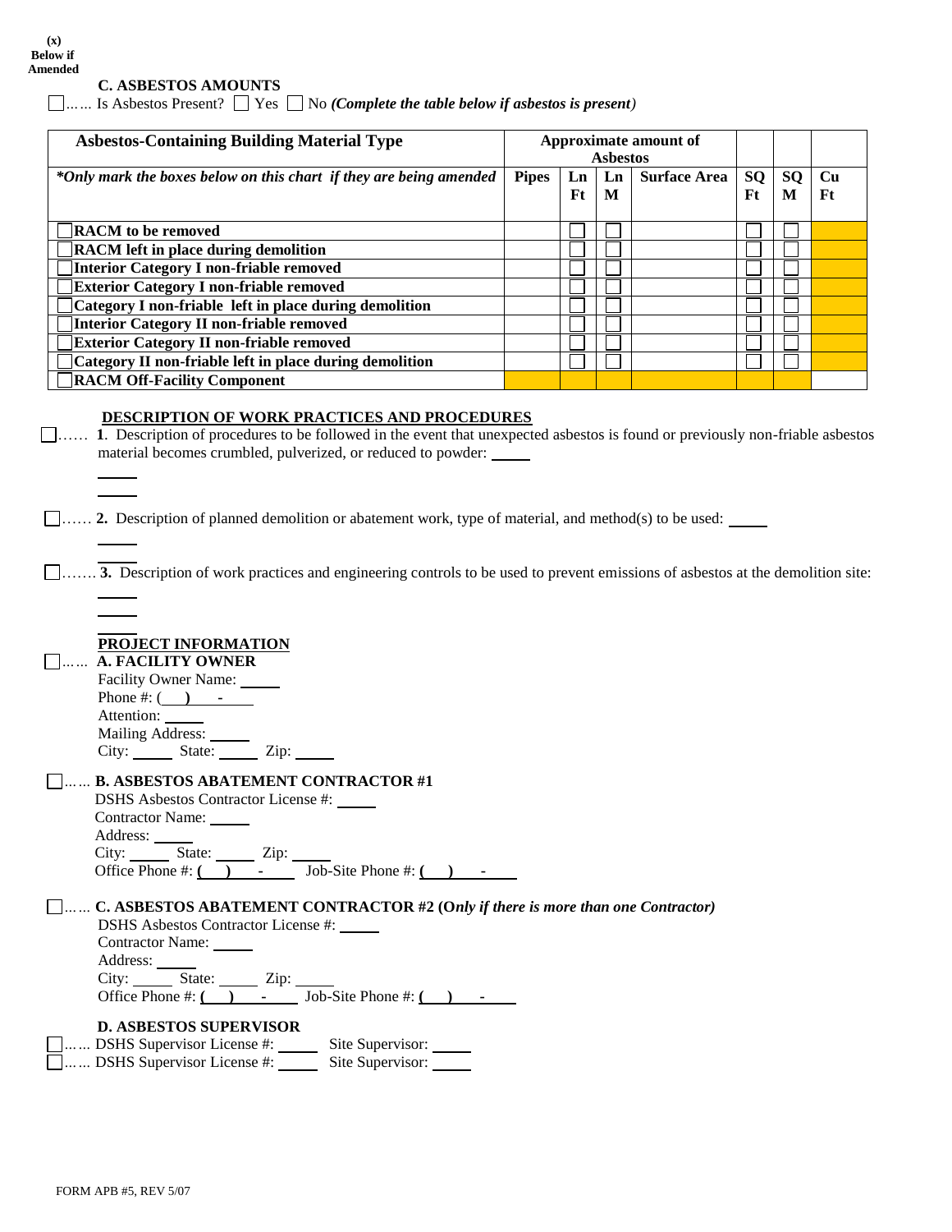**(x) Below if Amended**

**C. ASBESTOS AMOUNTS**

☐ …… Is Asbestos Present? ☐ Yes ☐ No *(Complete the table below if asbestos is present)*

| Asbestos-Containing Building Material Type | Approximate amount of Asbestos | | | | | | |
|---|---|---|---|---|---|---|---|
| ***Only mark the boxes below on this chart if they are being amended*** | **Pipes** | **Ln Ft** | **Ln M** | **Surface Area** | **SQ Ft** | **SQ M** | **Cu Ft** |
| ☐ **RACM to be removed** | | ☐ | ☐ | | ☐ | ☐ | |
| ☐ **RACM left in place during demolition** | | ☐ | ☐ | | ☐ | ☐ | |
| ☐ **Interior Category I non-friable removed** | | ☐ | ☐ | | ☐ | ☐ | |
| ☐ **Exterior Category I non-friable removed** | | ☐ | ☐ | | ☐ | ☐ | |
| ☐ **Category I non-friable left in place during demolition** | | ☐ | ☐ | | ☐ | ☐ | |
| ☐ **Interior Category II non-friable removed** | | ☐ | ☐ | | ☐ | ☐ | |
| ☐ **Exterior Category II non-friable removed** | | ☐ | ☐ | | ☐ | ☐ | |
| ☐ **Category II non-friable left in place during demolition** | | ☐ | ☐ | | ☐ | ☐ | |
| ☐ **RACM Off-Facility Component** | | | | | | | |

**DESCRIPTION OF WORK PRACTICES AND PROCEDURES**

☐ …… **1**. Description of procedures to be followed in the event that unexpected asbestos is found or previously non-friable asbestos material becomes crumbled, pulverized, or reduced to powder: _____

_____

_____

☐ …… **2.** Description of planned demolition or abatement work, type of material, and method(s) to be used: _____

_____

_____

☐ ……. **3.** Description of work practices and engineering controls to be used to prevent emissions of asbestos at the demolition site:

_____

_____

_____

**PROJECT INFORMATION**

☐ …… **A. FACILITY OWNER**

Facility Owner Name: _____

Phone #: (   )   -

Attention: _____

Mailing Address: _____

City: _____ State: _____ Zip: _____

☐ …… **B. ASBESTOS ABATEMENT CONTRACTOR #1**

DSHS Asbestos Contractor License #: _____

Contractor Name: _____

Address: _____

City: _____ State: _____ Zip: _____

Office Phone #: (   )   -   Job-Site Phone #: (   )   -

☐ …… **C. ASBESTOS ABATEMENT CONTRACTOR #2 (*Only if there is more than one Contractor*)**

DSHS Asbestos Contractor License #: _____

Contractor Name: _____

Address: _____

City: _____ State: _____ Zip: _____

Office Phone #: (   )   -   Job-Site Phone #: (   )   -

**D. ASBESTOS SUPERVISOR**

☐ …… DSHS Supervisor License #: _____ Site Supervisor: _____

☐ …… DSHS Supervisor License #: _____ Site Supervisor: _____

FORM APB #5, REV 5/07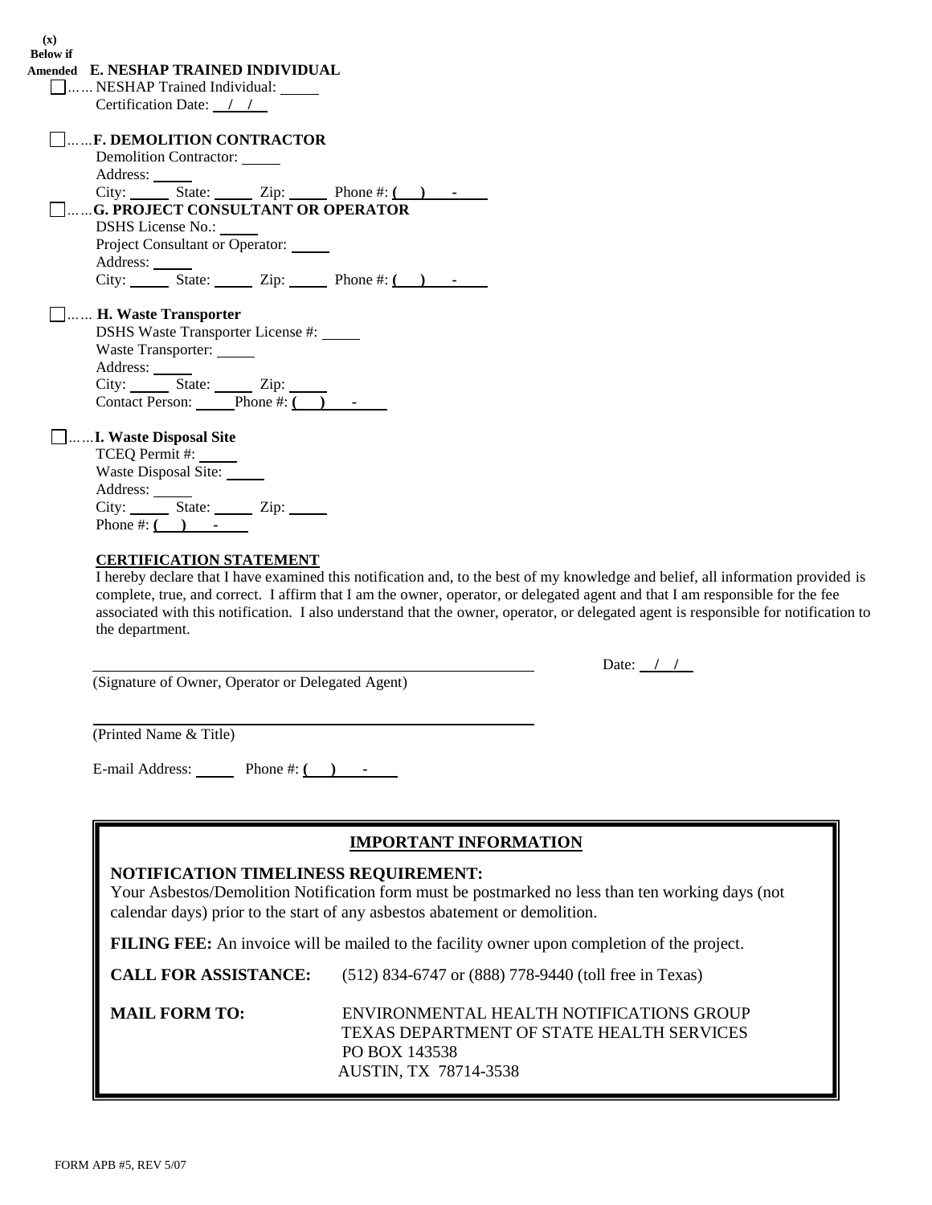(x) Below if Amended

**E. NESHAP TRAINED INDIVIDUAL**

☐…… NESHAP Trained Individual: _____

Certification Date: __/__/__

☐……**F. DEMOLITION CONTRACTOR**

Demolition Contractor: _____

Address: _____

City: _____ State: _____ Zip: _____ Phone #: (___) ___-____

☐……**G. PROJECT CONSULTANT OR OPERATOR**

DSHS License No.: _____

Project Consultant or Operator: _____

Address: _____

City: _____ State: _____ Zip: _____ Phone #: (___) ___-____

☐…… **H. Waste Transporter**

DSHS Waste Transporter License #: _____

Waste Transporter: _____

Address: _____

City: _____ State: _____ Zip: _____

Contact Person: _____ Phone #: (___) ___-____

☐……**I. Waste Disposal Site**

TCEQ Permit #: _____

Waste Disposal Site: _____

Address: _____

City: _____ State: _____ Zip: _____

Phone #: (___) ___-____

**CERTIFICATION STATEMENT**

I hereby declare that I have examined this notification and, to the best of my knowledge and belief, all information provided is complete, true, and correct. I affirm that I am the owner, operator, or delegated agent and that I am responsible for the fee associated with this notification. I also understand that the owner, operator, or delegated agent is responsible for notification to the department.

_______________________________________ Date: __/__/__

(Signature of Owner, Operator or Delegated Agent)

_______________________________________

(Printed Name & Title)

E-mail Address: _____ Phone #: (___) ___-____

**IMPORTANT INFORMATION**

**NOTIFICATION TIMELINESS REQUIREMENT:**
Your Asbestos/Demolition Notification form must be postmarked no less than ten working days (not calendar days) prior to the start of any asbestos abatement or demolition.

**FILING FEE:** An invoice will be mailed to the facility owner upon completion of the project.

**CALL FOR ASSISTANCE:** (512) 834-6747 or (888) 778-9440 (toll free in Texas)

**MAIL FORM TO:**
ENVIRONMENTAL HEALTH NOTIFICATIONS GROUP
TEXAS DEPARTMENT OF STATE HEALTH SERVICES
PO BOX 143538
AUSTIN, TX 78714-3538

FORM APB #5, REV 5/07